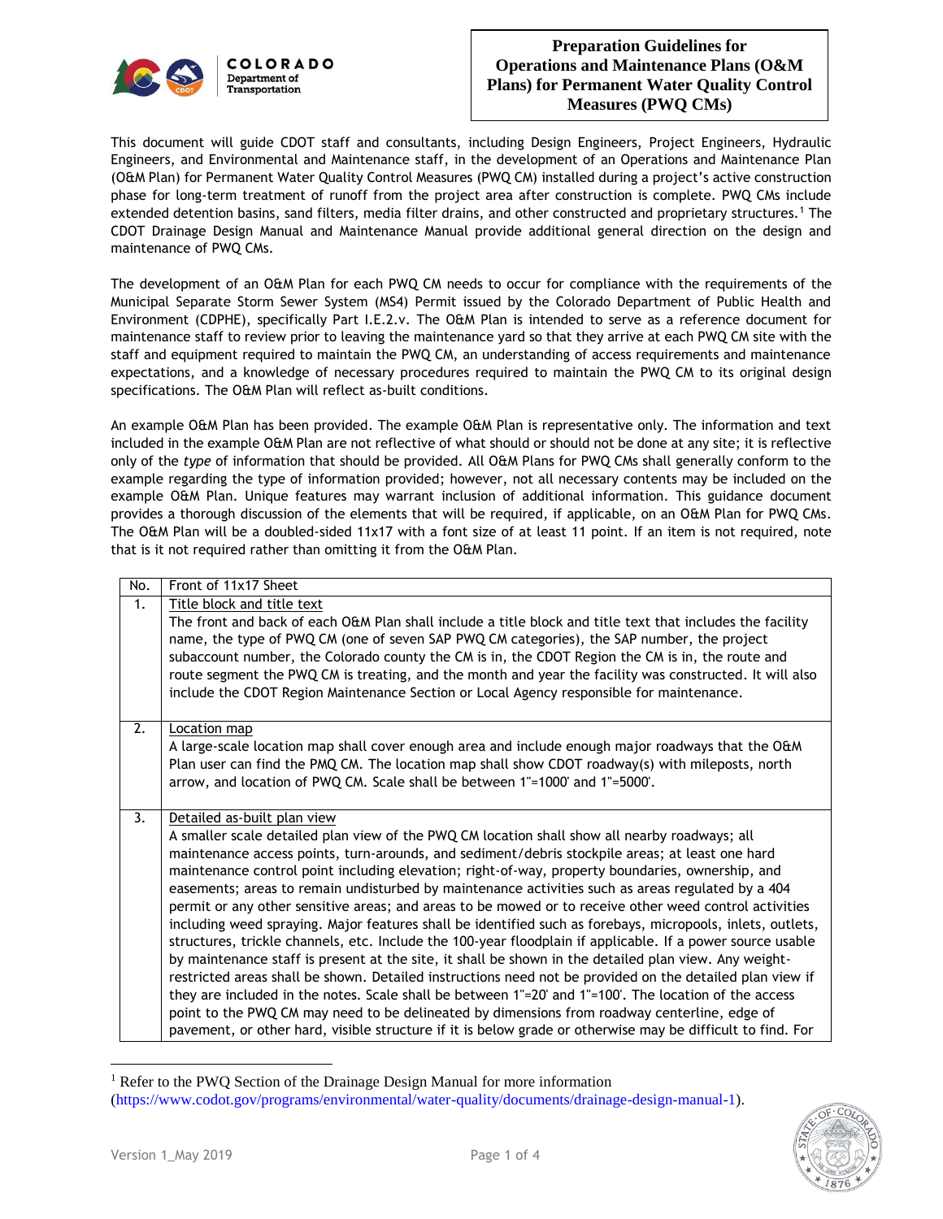# Preparation Guidelines for Operations and Maintenance Plans (O&M Plans) for Permanent Water Quality Control Measures (PWQ CMs)

This document will guide CDOT staff and consultants, including Design Engineers, Project Engineers, Hydraulic Engineers, and Environmental and Maintenance staff, in the development of an Operations and Maintenance Plan (O&M Plan) for Permanent Water Quality Control Measures (PWQ CM) installed during a project's active construction phase for long-term treatment of runoff from the project area after construction is complete. PWQ CMs include extended detention basins, sand filters, media filter drains, and other constructed and proprietary structures.[1] The CDOT Drainage Design Manual and Maintenance Manual provide additional general direction on the design and maintenance of PWQ CMs.

The development of an O&M Plan for each PWQ CM needs to occur for compliance with the requirements of the Municipal Separate Storm Sewer System (MS4) Permit issued by the Colorado Department of Public Health and Environment (CDPHE), specifically Part I.E.2.v. The O&M Plan is intended to serve as a reference document for maintenance staff to review prior to leaving the maintenance yard so that they arrive at each PWQ CM site with the staff and equipment required to maintain the PWQ CM, an understanding of access requirements and maintenance expectations, and a knowledge of necessary procedures required to maintain the PWQ CM to its original design specifications. The O&M Plan will reflect as-built conditions.

An example O&M Plan has been provided. The example O&M Plan is representative only. The information and text included in the example O&M Plan are not reflective of what should or should not be done at any site; it is reflective only of the *type* of information that should be provided. All O&M Plans for PWQ CMs shall generally conform to the example regarding the type of information provided; however, not all necessary contents may be included on the example O&M Plan. Unique features may warrant inclusion of additional information. This guidance document provides a thorough discussion of the elements that will be required, if applicable, on an O&M Plan for PWQ CMs. The O&M Plan will be a doubled-sided 11x17 with a font size of at least 11 point. If an item is not required, note that is it not required rather than omitting it from the O&M Plan.

| No. | Front of 11x17 Sheet |
|---|---|
| 1. | <u>Title block and title text</u><br>The front and back of each O&M Plan shall include a title block and title text that includes the facility name, the type of PWQ CM (one of seven SAP PWQ CM categories), the SAP number, the project subaccount number, the Colorado county the CM is in, the CDOT Region the CM is in, the route and route segment the PWQ CM is treating, and the month and year the facility was constructed. It will also include the CDOT Region Maintenance Section or Local Agency responsible for maintenance. |
| 2. | <u>Location map</u><br>A large-scale location map shall cover enough area and include enough major roadways that the O&M Plan user can find the PMQ CM. The location map shall show CDOT roadway(s) with mileposts, north arrow, and location of PWQ CM. Scale shall be between 1"=1000' and 1"=5000'. |
| 3. | <u>Detailed as-built plan view</u><br>A smaller scale detailed plan view of the PWQ CM location shall show all nearby roadways; all maintenance access points, turn-arounds, and sediment/debris stockpile areas; at least one hard maintenance control point including elevation; right-of-way, property boundaries, ownership, and easements; areas to remain undisturbed by maintenance activities such as areas regulated by a 404 permit or any other sensitive areas; and areas to be mowed or to receive other weed control activities including weed spraying. Major features shall be identified such as forebays, micropools, inlets, outlets, structures, trickle channels, etc. Include the 100-year floodplain if applicable. If a power source usable by maintenance staff is present at the site, it shall be shown in the detailed plan view. Any weight-restricted areas shall be shown. Detailed instructions need not be provided on the detailed plan view if they are included in the notes. Scale shall be between 1"=20' and 1"=100'. The location of the access point to the PWQ CM may need to be delineated by dimensions from roadway centerline, edge of pavement, or other hard, visible structure if it is below grade or otherwise may be difficult to find. For |

[1] Refer to the PWQ Section of the Drainage Design Manual for more information (https://www.codot.gov/programs/environmental/water-quality/documents/drainage-design-manual-1).

Version 1_May 2019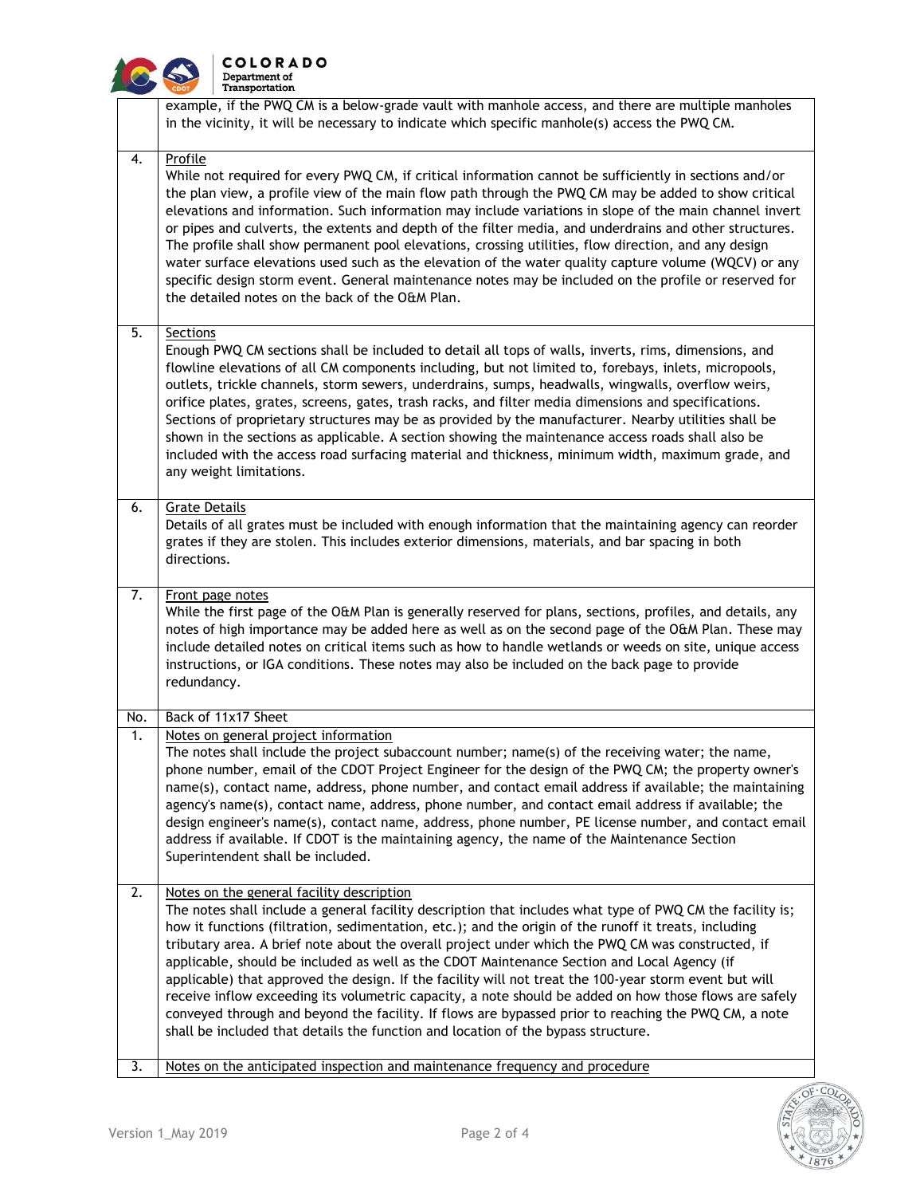| | |
|---|---|
| | example, if the PWQ CM is a below-grade vault with manhole access, and there are multiple manholes in the vicinity, it will be necessary to indicate which specific manhole(s) access the PWQ CM. |
| 4. | Profile<br>While not required for every PWQ CM, if critical information cannot be sufficiently in sections and/or the plan view, a profile view of the main flow path through the PWQ CM may be added to show critical elevations and information. Such information may include variations in slope of the main channel invert or pipes and culverts, the extents and depth of the filter media, and underdrains and other structures. The profile shall show permanent pool elevations, crossing utilities, flow direction, and any design water surface elevations used such as the elevation of the water quality capture volume (WQCV) or any specific design storm event. General maintenance notes may be included on the profile or reserved for the detailed notes on the back of the O&M Plan. |
| 5. | Sections<br>Enough PWQ CM sections shall be included to detail all tops of walls, inverts, rims, dimensions, and flowline elevations of all CM components including, but not limited to, forebays, inlets, micropools, outlets, trickle channels, storm sewers, underdrains, sumps, headwalls, wingwalls, overflow weirs, orifice plates, grates, screens, gates, trash racks, and filter media dimensions and specifications. Sections of proprietary structures may be as provided by the manufacturer. Nearby utilities shall be shown in the sections as applicable. A section showing the maintenance access roads shall also be included with the access road surfacing material and thickness, minimum width, maximum grade, and any weight limitations. |
| 6. | Grate Details<br>Details of all grates must be included with enough information that the maintaining agency can reorder grates if they are stolen. This includes exterior dimensions, materials, and bar spacing in both directions. |
| 7. | Front page notes<br>While the first page of the O&M Plan is generally reserved for plans, sections, profiles, and details, any notes of high importance may be added here as well as on the second page of the O&M Plan. These may include detailed notes on critical items such as how to handle wetlands or weeds on site, unique access instructions, or IGA conditions. These notes may also be included on the back page to provide redundancy. |
| **No.** | **Back of 11x17 Sheet** |
| 1. | Notes on general project information<br>The notes shall include the project subaccount number; name(s) of the receiving water; the name, phone number, email of the CDOT Project Engineer for the design of the PWQ CM; the property owner's name(s), contact name, address, phone number, and contact email address if available; the maintaining agency's name(s), contact name, address, phone number, and contact email address if available; the design engineer's name(s), contact name, address, phone number, PE license number, and contact email address if available. If CDOT is the maintaining agency, the name of the Maintenance Section Superintendent shall be included. |
| 2. | Notes on the general facility description<br>The notes shall include a general facility description that includes what type of PWQ CM the facility is; how it functions (filtration, sedimentation, etc.); and the origin of the runoff it treats, including tributary area. A brief note about the overall project under which the PWQ CM was constructed, if applicable, should be included as well as the CDOT Maintenance Section and Local Agency (if applicable) that approved the design. If the facility will not treat the 100-year storm event but will receive inflow exceeding its volumetric capacity, a note should be added on how those flows are safely conveyed through and beyond the facility. If flows are bypassed prior to reaching the PWQ CM, a note shall be included that details the function and location of the bypass structure. |
| 3. | Notes on the anticipated inspection and maintenance frequency and procedure |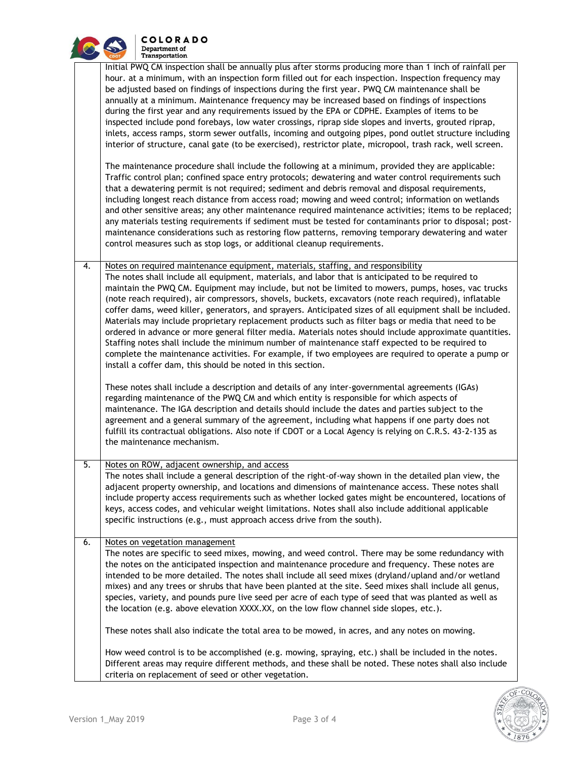| | |
|---|---|
| | Initial PWQ CM inspection shall be annually plus after storms producing more than 1 inch of rainfall per hour. at a minimum, with an inspection form filled out for each inspection. Inspection frequency may be adjusted based on findings of inspections during the first year. PWQ CM maintenance shall be annually at a minimum. Maintenance frequency may be increased based on findings of inspections during the first year and any requirements issued by the EPA or CDPHE. Examples of items to be inspected include pond forebays, low water crossings, riprap side slopes and inverts, grouted riprap, inlets, access ramps, storm sewer outfalls, incoming and outgoing pipes, pond outlet structure including interior of structure, canal gate (to be exercised), restrictor plate, micropool, trash rack, well screen.<br><br>The maintenance procedure shall include the following at a minimum, provided they are applicable: Traffic control plan; confined space entry protocols; dewatering and water control requirements such that a dewatering permit is not required; sediment and debris removal and disposal requirements, including longest reach distance from access road; mowing and weed control; information on wetlands and other sensitive areas; any other maintenance required maintenance activities; items to be replaced; any materials testing requirements if sediment must be tested for contaminants prior to disposal; post-maintenance considerations such as restoring flow patterns, removing temporary dewatering and water control measures such as stop logs, or additional cleanup requirements. |
| 4. | <u>Notes on required maintenance equipment, materials, staffing, and responsibility</u><br>The notes shall include all equipment, materials, and labor that is anticipated to be required to maintain the PWQ CM. Equipment may include, but not be limited to mowers, pumps, hoses, vac trucks (note reach required), air compressors, shovels, buckets, excavators (note reach required), inflatable coffer dams, weed killer, generators, and sprayers. Anticipated sizes of all equipment shall be included. Materials may include proprietary replacement products such as filter bags or media that need to be ordered in advance or more general filter media. Materials notes should include approximate quantities. Staffing notes shall include the minimum number of maintenance staff expected to be required to complete the maintenance activities. For example, if two employees are required to operate a pump or install a coffer dam, this should be noted in this section.<br><br>These notes shall include a description and details of any inter-governmental agreements (IGAs) regarding maintenance of the PWQ CM and which entity is responsible for which aspects of maintenance. The IGA description and details should include the dates and parties subject to the agreement and a general summary of the agreement, including what happens if one party does not fulfill its contractual obligations. Also note if CDOT or a Local Agency is relying on C.R.S. 43-2-135 as the maintenance mechanism. |
| 5. | <u>Notes on ROW, adjacent ownership, and access</u><br>The notes shall include a general description of the right-of-way shown in the detailed plan view, the adjacent property ownership, and locations and dimensions of maintenance access. These notes shall include property access requirements such as whether locked gates might be encountered, locations of keys, access codes, and vehicular weight limitations. Notes shall also include additional applicable specific instructions (e.g., must approach access drive from the south). |
| 6. | <u>Notes on vegetation management</u><br>The notes are specific to seed mixes, mowing, and weed control. There may be some redundancy with the notes on the anticipated inspection and maintenance procedure and frequency. These notes are intended to be more detailed. The notes shall include all seed mixes (dryland/upland and/or wetland mixes) and any trees or shrubs that have been planted at the site. Seed mixes shall include all genus, species, variety, and pounds pure live seed per acre of each type of seed that was planted as well as the location (e.g. above elevation XXXX.XX, on the low flow channel side slopes, etc.).<br><br>These notes shall also indicate the total area to be mowed, in acres, and any notes on mowing.<br><br>How weed control is to be accomplished (e.g. mowing, spraying, etc.) shall be included in the notes. Different areas may require different methods, and these shall be noted. These notes shall also include criteria on replacement of seed or other vegetation. |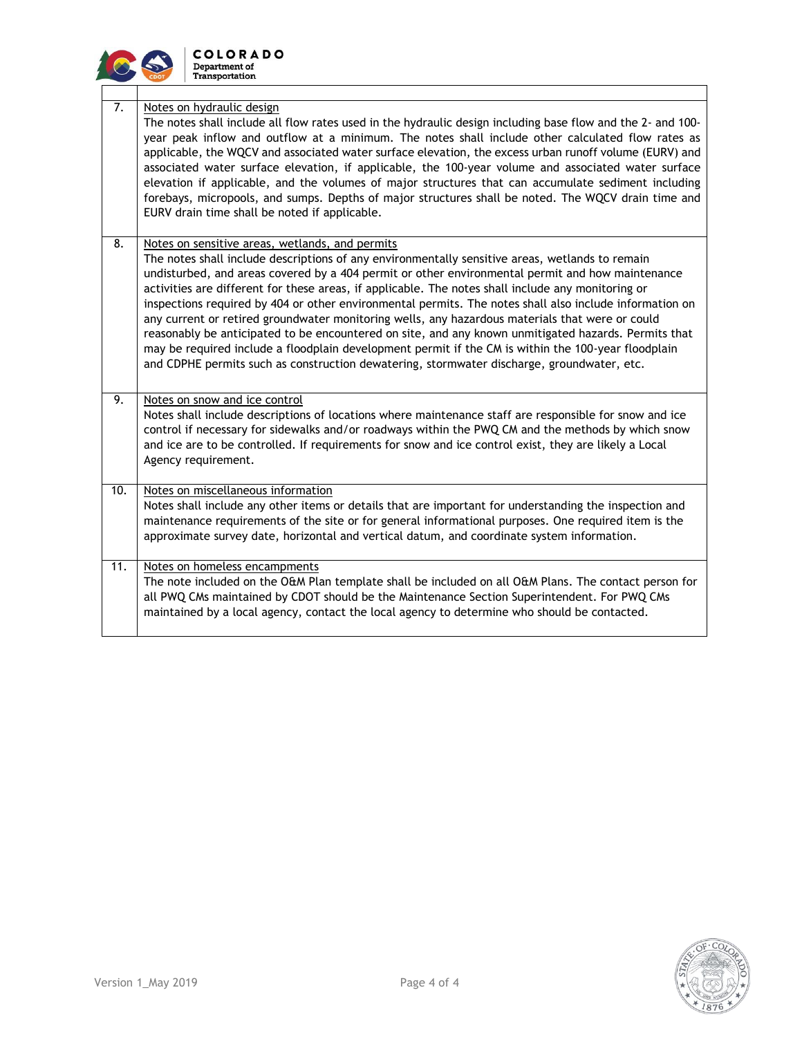| | |
|---|---|
| 7. | Notes on hydraulic design<br>The notes shall include all flow rates used in the hydraulic design including base flow and the 2- and 100-year peak inflow and outflow at a minimum. The notes shall include other calculated flow rates as applicable, the WQCV and associated water surface elevation, the excess urban runoff volume (EURV) and associated water surface elevation, if applicable, the 100-year volume and associated water surface elevation if applicable, and the volumes of major structures that can accumulate sediment including forebays, micropools, and sumps. Depths of major structures shall be noted. The WQCV drain time and EURV drain time shall be noted if applicable. |
| 8. | Notes on sensitive areas, wetlands, and permits<br>The notes shall include descriptions of any environmentally sensitive areas, wetlands to remain undisturbed, and areas covered by a 404 permit or other environmental permit and how maintenance activities are different for these areas, if applicable. The notes shall include any monitoring or inspections required by 404 or other environmental permits. The notes shall also include information on any current or retired groundwater monitoring wells, any hazardous materials that were or could reasonably be anticipated to be encountered on site, and any known unmitigated hazards. Permits that may be required include a floodplain development permit if the CM is within the 100-year floodplain and CDPHE permits such as construction dewatering, stormwater discharge, groundwater, etc. |
| 9. | Notes on snow and ice control<br>Notes shall include descriptions of locations where maintenance staff are responsible for snow and ice control if necessary for sidewalks and/or roadways within the PWQ CM and the methods by which snow and ice are to be controlled. If requirements for snow and ice control exist, they are likely a Local Agency requirement. |
| 10. | Notes on miscellaneous information<br>Notes shall include any other items or details that are important for understanding the inspection and maintenance requirements of the site or for general informational purposes. One required item is the approximate survey date, horizontal and vertical datum, and coordinate system information. |
| 11. | Notes on homeless encampments<br>The note included on the O&M Plan template shall be included on all O&M Plans. The contact person for all PWQ CMs maintained by CDOT should be the Maintenance Section Superintendent. For PWQ CMs maintained by a local agency, contact the local agency to determine who should be contacted. |